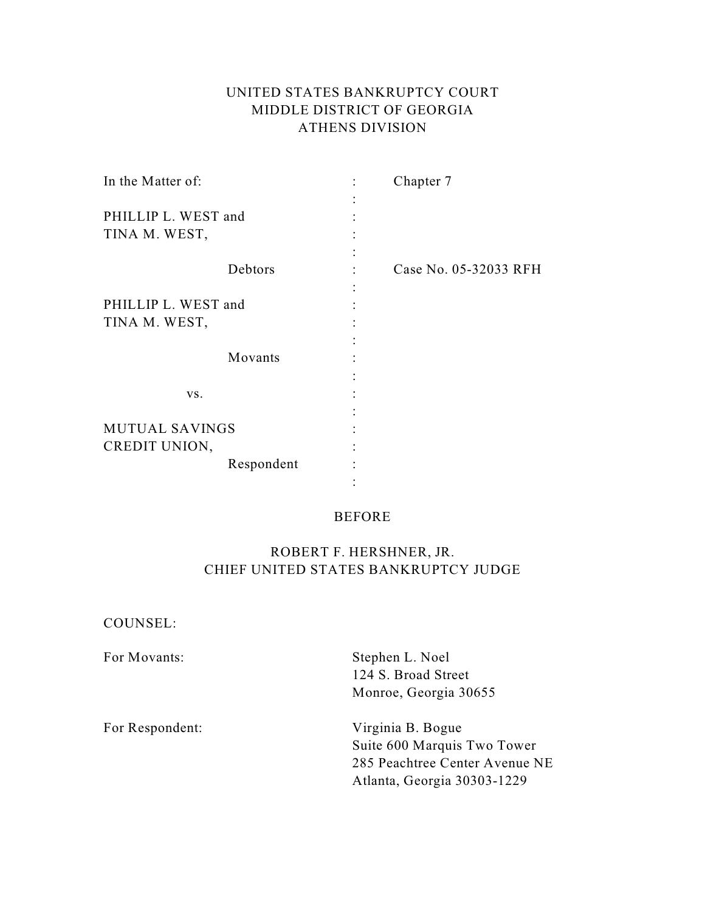UNITED STATES BANKRUPTCY COURT
MIDDLE DISTRICT OF GEORGIA
ATHENS DIVISION

| | | |
|---|---|---|
| In the Matter of: | : | Chapter 7 |
| | : | |
| PHILLIP L. WEST and | : | |
| TINA M. WEST, | : | |
| | : | |
| Debtors | : | Case No. 05-32033 RFH |
| | : | |
| PHILLIP L. WEST and | : | |
| TINA M. WEST, | : | |
| | : | |
| Movants | : | |
| | : | |
| vs. | : | |
| | : | |
| MUTUAL SAVINGS | : | |
| CREDIT UNION, | : | |
| Respondent | : | |
| | : | |

BEFORE

ROBERT F. HERSHNER, JR.
CHIEF UNITED STATES BANKRUPTCY JUDGE

COUNSEL:

For Movants:

Stephen L. Noel
124 S. Broad Street
Monroe, Georgia 30655

For Respondent:

Virginia B. Bogue
Suite 600 Marquis Two Tower
285 Peachtree Center Avenue NE
Atlanta, Georgia 30303-1229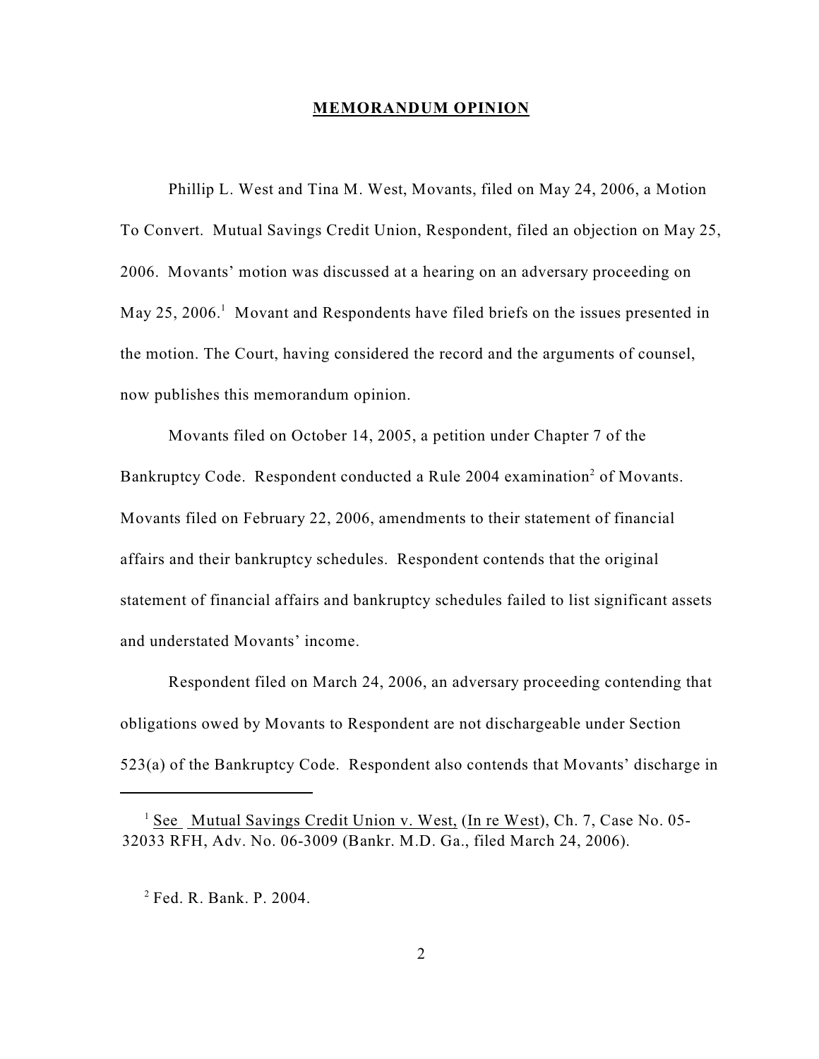## MEMORANDUM OPINION

Phillip L. West and Tina M. West, Movants, filed on May 24, 2006, a Motion To Convert. Mutual Savings Credit Union, Respondent, filed an objection on May 25, 2006. Movants' motion was discussed at a hearing on an adversary proceeding on May 25, 2006.[1] Movant and Respondents have filed briefs on the issues presented in the motion. The Court, having considered the record and the arguments of counsel, now publishes this memorandum opinion.

Movants filed on October 14, 2005, a petition under Chapter 7 of the Bankruptcy Code. Respondent conducted a Rule 2004 examination[2] of Movants. Movants filed on February 22, 2006, amendments to their statement of financial affairs and their bankruptcy schedules. Respondent contends that the original statement of financial affairs and bankruptcy schedules failed to list significant assets and understated Movants' income.

Respondent filed on March 24, 2006, an adversary proceeding contending that obligations owed by Movants to Respondent are not dischargeable under Section 523(a) of the Bankruptcy Code. Respondent also contends that Movants' discharge in

---

[1] See Mutual Savings Credit Union v. West, (In re West), Ch. 7, Case No. 05-32033 RFH, Adv. No. 06-3009 (Bankr. M.D. Ga., filed March 24, 2006).

[2] Fed. R. Bank. P. 2004.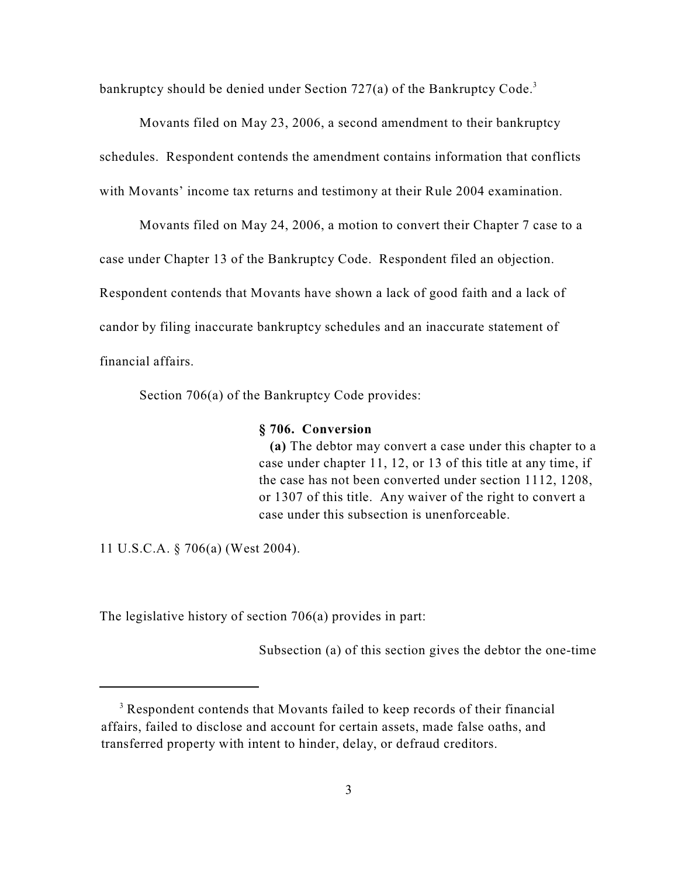bankruptcy should be denied under Section 727(a) of the Bankruptcy Code.[3]

Movants filed on May 23, 2006, a second amendment to their bankruptcy schedules. Respondent contends the amendment contains information that conflicts with Movants' income tax returns and testimony at their Rule 2004 examination.

Movants filed on May 24, 2006, a motion to convert their Chapter 7 case to a case under Chapter 13 of the Bankruptcy Code. Respondent filed an objection. Respondent contends that Movants have shown a lack of good faith and a lack of candor by filing inaccurate bankruptcy schedules and an inaccurate statement of financial affairs.

Section 706(a) of the Bankruptcy Code provides:

> **§ 706. Conversion**
> **(a)** The debtor may convert a case under this chapter to a case under chapter 11, 12, or 13 of this title at any time, if the case has not been converted under section 1112, 1208, or 1307 of this title. Any waiver of the right to convert a case under this subsection is unenforceable.

11 U.S.C.A. § 706(a) (West 2004).

The legislative history of section 706(a) provides in part:

> Subsection (a) of this section gives the debtor the one-time

---

[3] Respondent contends that Movants failed to keep records of their financial affairs, failed to disclose and account for certain assets, made false oaths, and transferred property with intent to hinder, delay, or defraud creditors.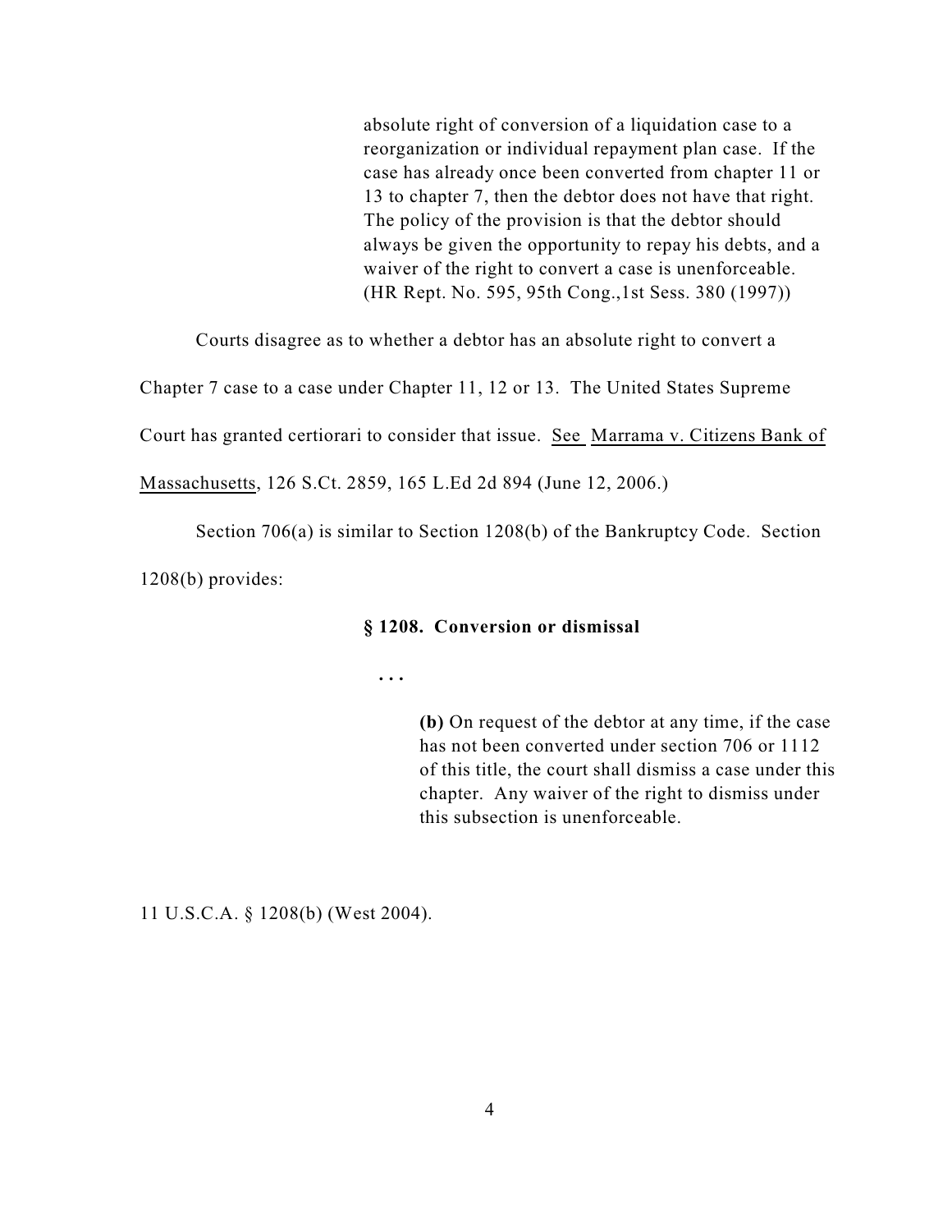> absolute right of conversion of a liquidation case to a reorganization or individual repayment plan case. If the case has already once been converted from chapter 11 or 13 to chapter 7, then the debtor does not have that right. The policy of the provision is that the debtor should always be given the opportunity to repay his debts, and a waiver of the right to convert a case is unenforceable. (HR Rept. No. 595, 95th Cong.,1st Sess. 380 (1997))

Courts disagree as to whether a debtor has an absolute right to convert a Chapter 7 case to a case under Chapter 11, 12 or 13. The United States Supreme Court has granted certiorari to consider that issue. See Marrama v. Citizens Bank of Massachusetts, 126 S.Ct. 2859, 165 L.Ed 2d 894 (June 12, 2006.)

Section 706(a) is similar to Section 1208(b) of the Bankruptcy Code. Section 1208(b) provides:

> **§ 1208. Conversion or dismissal**
>
> . . .
>
> **(b)** On request of the debtor at any time, if the case has not been converted under section 706 or 1112 of this title, the court shall dismiss a case under this chapter. Any waiver of the right to dismiss under this subsection is unenforceable.

11 U.S.C.A. § 1208(b) (West 2004).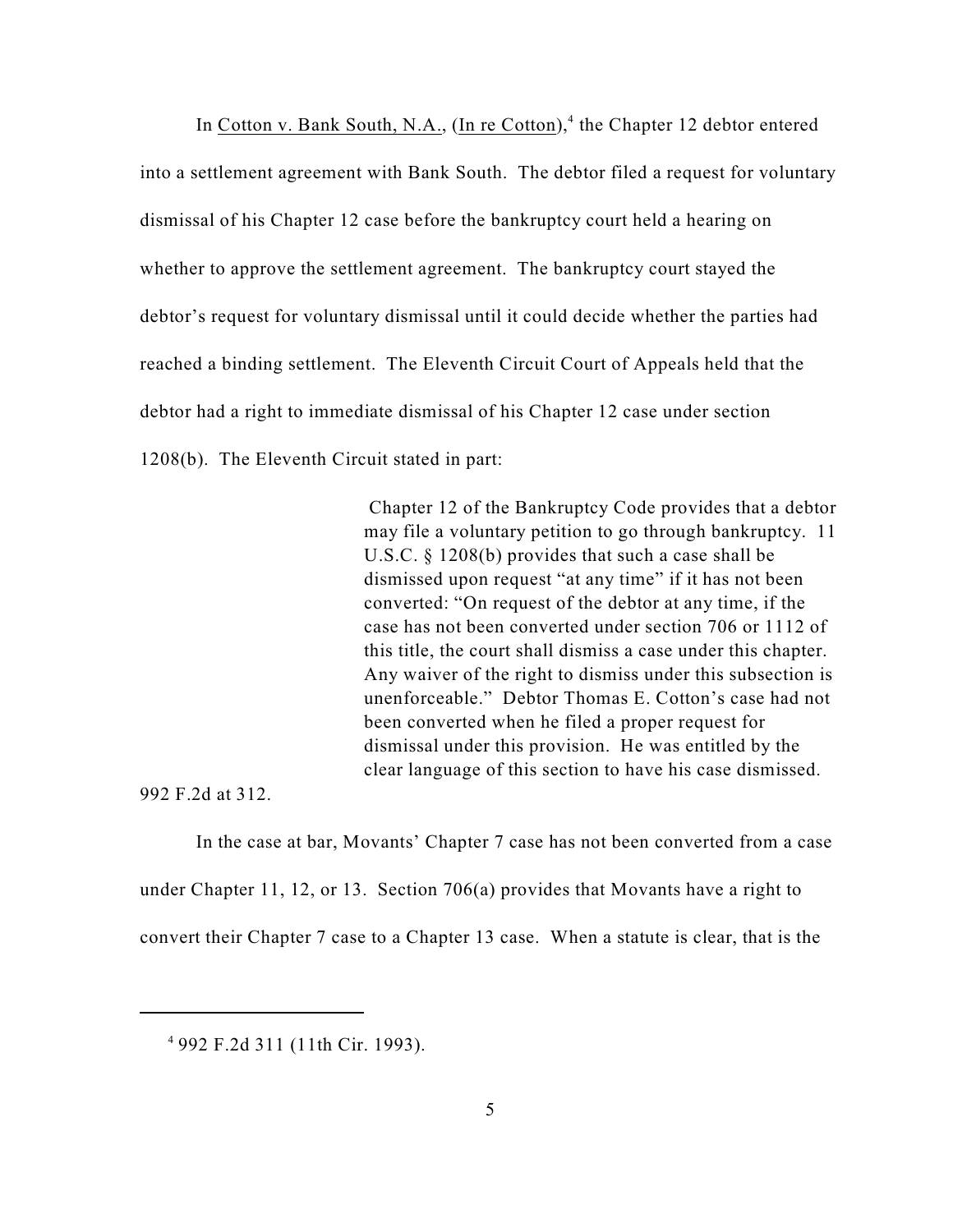In Cotton v. Bank South, N.A., (In re Cotton),[4] the Chapter 12 debtor entered into a settlement agreement with Bank South. The debtor filed a request for voluntary dismissal of his Chapter 12 case before the bankruptcy court held a hearing on whether to approve the settlement agreement. The bankruptcy court stayed the debtor's request for voluntary dismissal until it could decide whether the parties had reached a binding settlement. The Eleventh Circuit Court of Appeals held that the debtor had a right to immediate dismissal of his Chapter 12 case under section 1208(b). The Eleventh Circuit stated in part:

> Chapter 12 of the Bankruptcy Code provides that a debtor may file a voluntary petition to go through bankruptcy. 11 U.S.C. § 1208(b) provides that such a case shall be dismissed upon request "at any time" if it has not been converted: "On request of the debtor at any time, if the case has not been converted under section 706 or 1112 of this title, the court shall dismiss a case under this chapter. Any waiver of the right to dismiss under this subsection is unenforceable." Debtor Thomas E. Cotton's case had not been converted when he filed a proper request for dismissal under this provision. He was entitled by the clear language of this section to have his case dismissed.

992 F.2d at 312.

In the case at bar, Movants' Chapter 7 case has not been converted from a case under Chapter 11, 12, or 13. Section 706(a) provides that Movants have a right to convert their Chapter 7 case to a Chapter 13 case. When a statute is clear, that is the

---

[4] 992 F.2d 311 (11th Cir. 1993).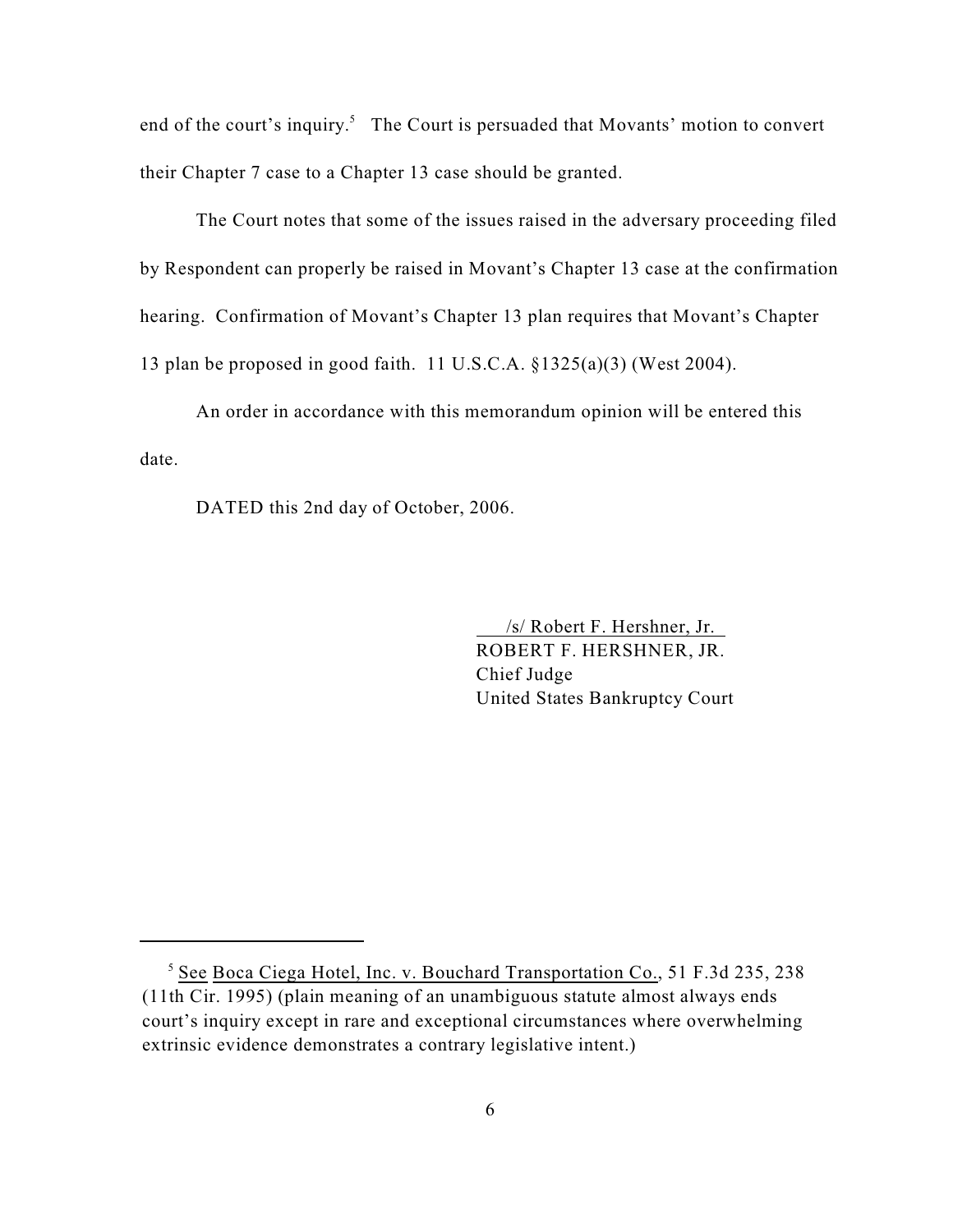end of the court's inquiry.[5] The Court is persuaded that Movants' motion to convert their Chapter 7 case to a Chapter 13 case should be granted.

The Court notes that some of the issues raised in the adversary proceeding filed by Respondent can properly be raised in Movant's Chapter 13 case at the confirmation hearing. Confirmation of Movant's Chapter 13 plan requires that Movant's Chapter 13 plan be proposed in good faith. 11 U.S.C.A. §1325(a)(3) (West 2004).

An order in accordance with this memorandum opinion will be entered this date.

DATED this 2nd day of October, 2006.

/s/ Robert F. Hershner, Jr.
ROBERT F. HERSHNER, JR.
Chief Judge
United States Bankruptcy Court

---

[5] See Boca Ciega Hotel, Inc. v. Bouchard Transportation Co., 51 F.3d 235, 238 (11th Cir. 1995) (plain meaning of an unambiguous statute almost always ends court's inquiry except in rare and exceptional circumstances where overwhelming extrinsic evidence demonstrates a contrary legislative intent.)